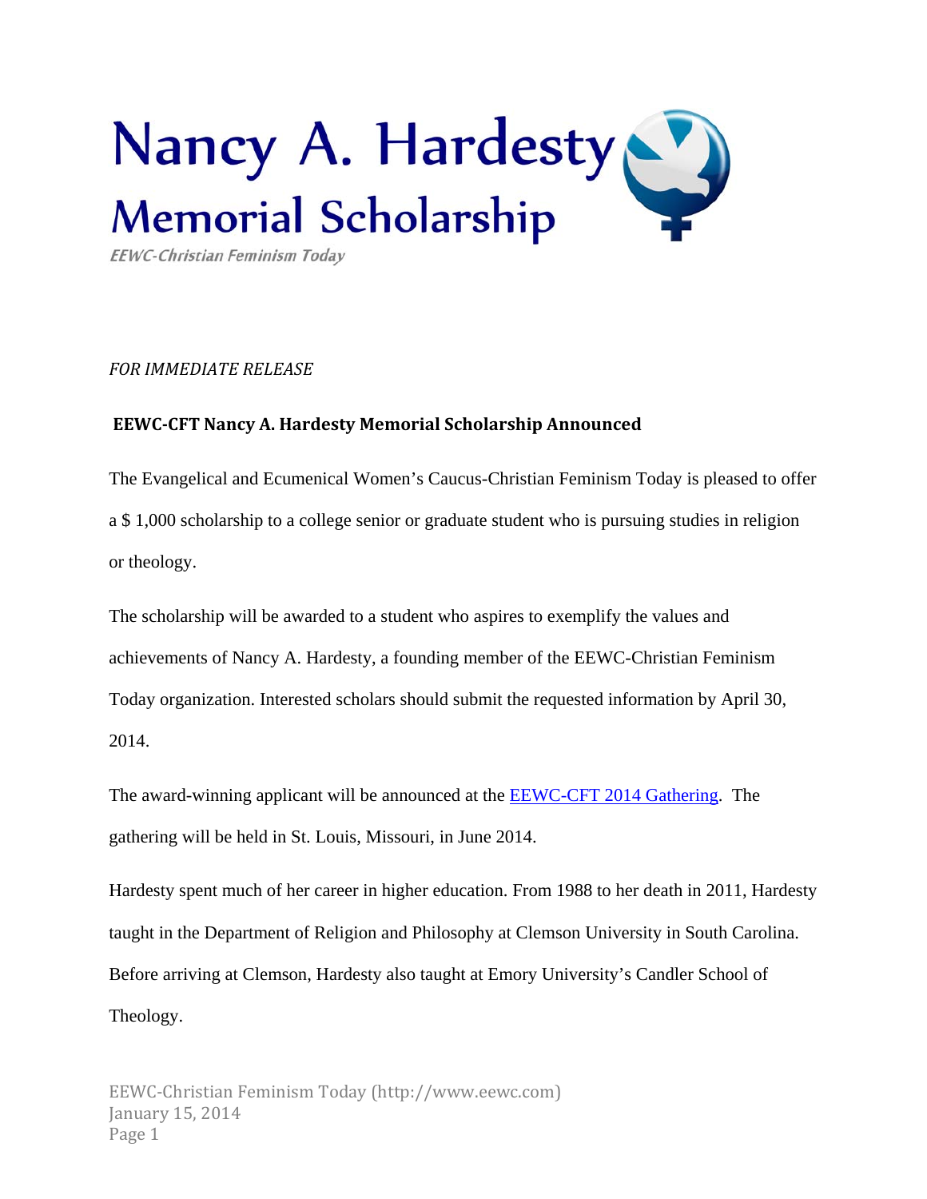# Nancy A. Hardesty Memorial Scholarship

*EEWC-Christian Feminism Today*

*FOR IMMEDIATE RELEASE*

## EEWC-CFT Nancy A. Hardesty Memorial Scholarship Announced

The Evangelical and Ecumenical Women's Caucus-Christian Feminism Today is pleased to offer a $ 1,000 scholarship to a college senior or graduate student who is pursuing studies in religion or theology.

The scholarship will be awarded to a student who aspires to exemplify the values and achievements of Nancy A. Hardesty, a founding member of the EEWC-Christian Feminism Today organization. Interested scholars should submit the requested information by April 30, 2014.

The award-winning applicant will be announced at the EEWC-CFT 2014 Gathering. The gathering will be held in St. Louis, Missouri, in June 2014.

Hardesty spent much of her career in higher education. From 1988 to her death in 2011, Hardesty taught in the Department of Religion and Philosophy at Clemson University in South Carolina. Before arriving at Clemson, Hardesty also taught at Emory University's Candler School of Theology.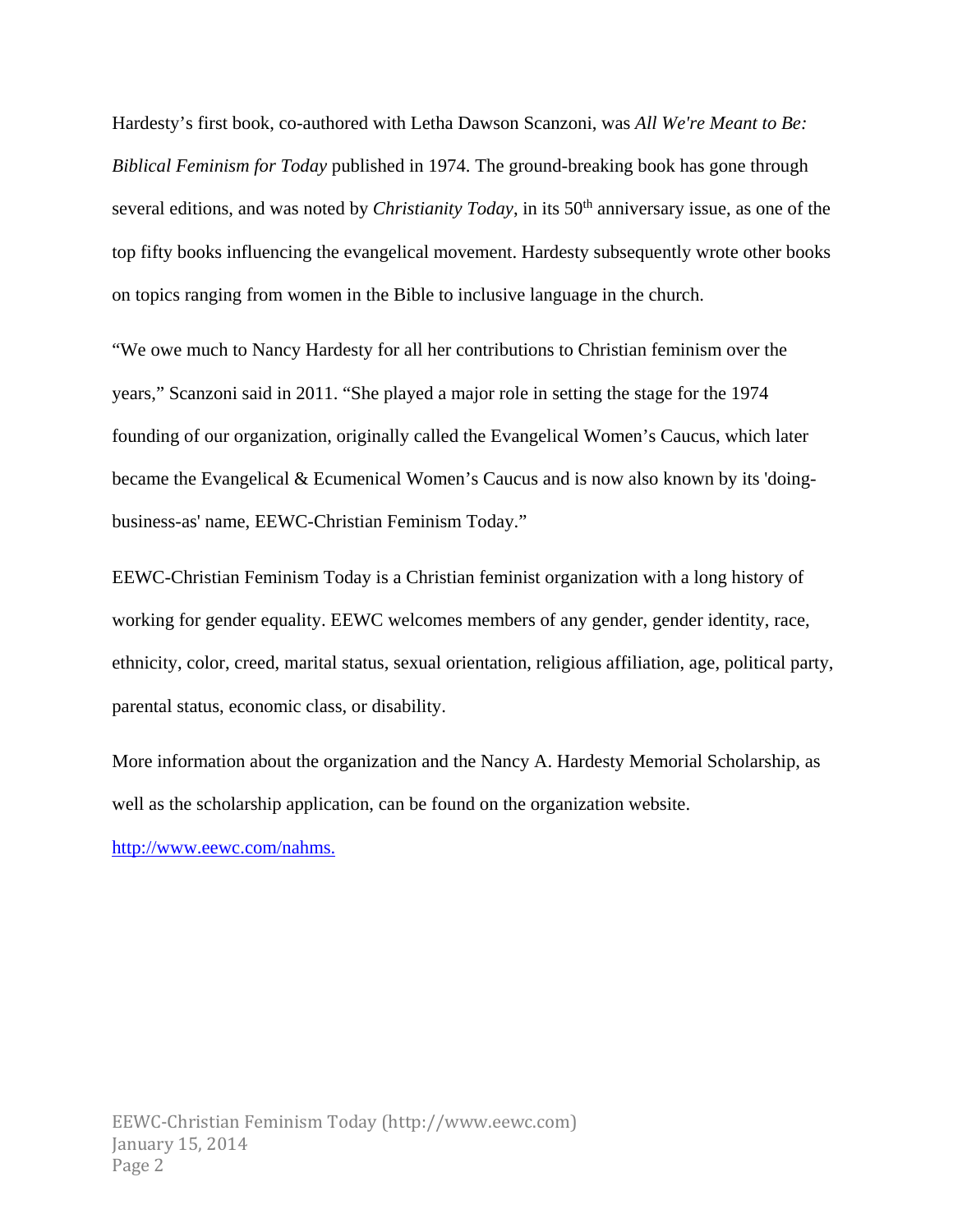Hardesty's first book, co-authored with Letha Dawson Scanzoni, was *All We're Meant to Be: Biblical Feminism for Today* published in 1974. The ground-breaking book has gone through several editions, and was noted by *Christianity Today*, in its 50th anniversary issue, as one of the top fifty books influencing the evangelical movement. Hardesty subsequently wrote other books on topics ranging from women in the Bible to inclusive language in the church.

"We owe much to Nancy Hardesty for all her contributions to Christian feminism over the years," Scanzoni said in 2011. "She played a major role in setting the stage for the 1974 founding of our organization, originally called the Evangelical Women's Caucus, which later became the Evangelical & Ecumenical Women's Caucus and is now also known by its 'doing-business-as' name, EEWC-Christian Feminism Today."

EEWC-Christian Feminism Today is a Christian feminist organization with a long history of working for gender equality. EEWC welcomes members of any gender, gender identity, race, ethnicity, color, creed, marital status, sexual orientation, religious affiliation, age, political party, parental status, economic class, or disability.

More information about the organization and the Nancy A. Hardesty Memorial Scholarship, as well as the scholarship application, can be found on the organization website.

http://www.eewc.com/nahms.